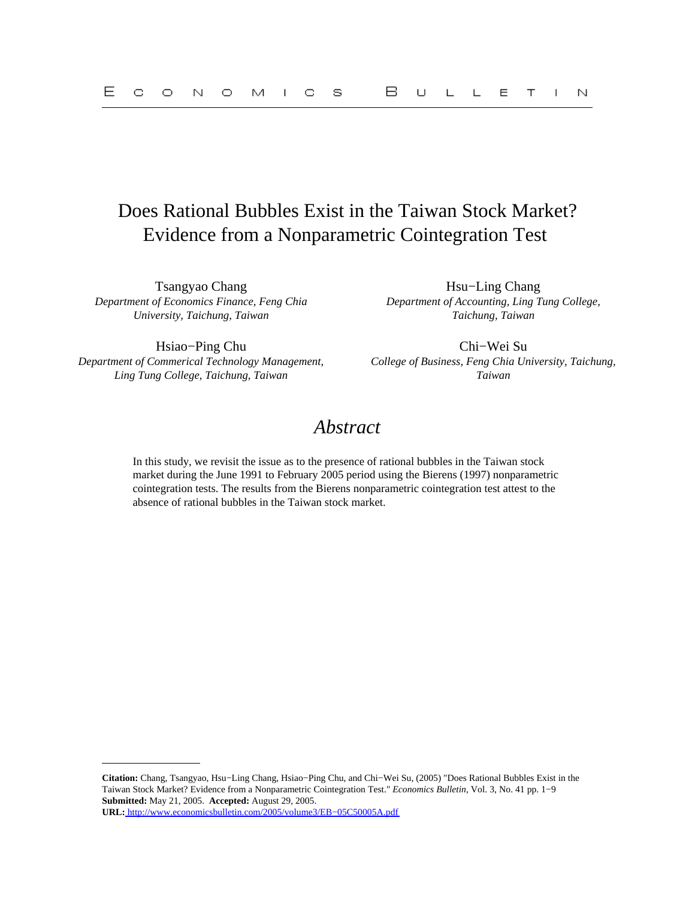# Does Rational Bubbles Exist in the Taiwan Stock Market? Evidence from a Nonparametric Cointegration Test

Tsangyao Chang
*Department of Economics Finance, Feng Chia University, Taichung, Taiwan*

Hsu−Ling Chang
*Department of Accounting, Ling Tung College, Taichung, Taiwan*

Hsiao−Ping Chu
*Department of Commerical Technology Management, Ling Tung College, Taichung, Taiwan*

Chi−Wei Su
*College of Business, Feng Chia University, Taichung, Taiwan*

## *Abstract*

In this study, we revisit the issue as to the presence of rational bubbles in the Taiwan stock market during the June 1991 to February 2005 period using the Bierens (1997) nonparametric cointegration tests. The results from the Bierens nonparametric cointegration test attest to the absence of rational bubbles in the Taiwan stock market.

---

**Citation:** Chang, Tsangyao, Hsu−Ling Chang, Hsiao−Ping Chu, and Chi−Wei Su, (2005) "Does Rational Bubbles Exist in the Taiwan Stock Market? Evidence from a Nonparametric Cointegration Test." *Economics Bulletin*, Vol. 3, No. 41 pp. 1−9
**Submitted:** May 21, 2005. **Accepted:** August 29, 2005.
**URL:** http://www.economicsbulletin.com/2005/volume3/EB−05C50005A.pdf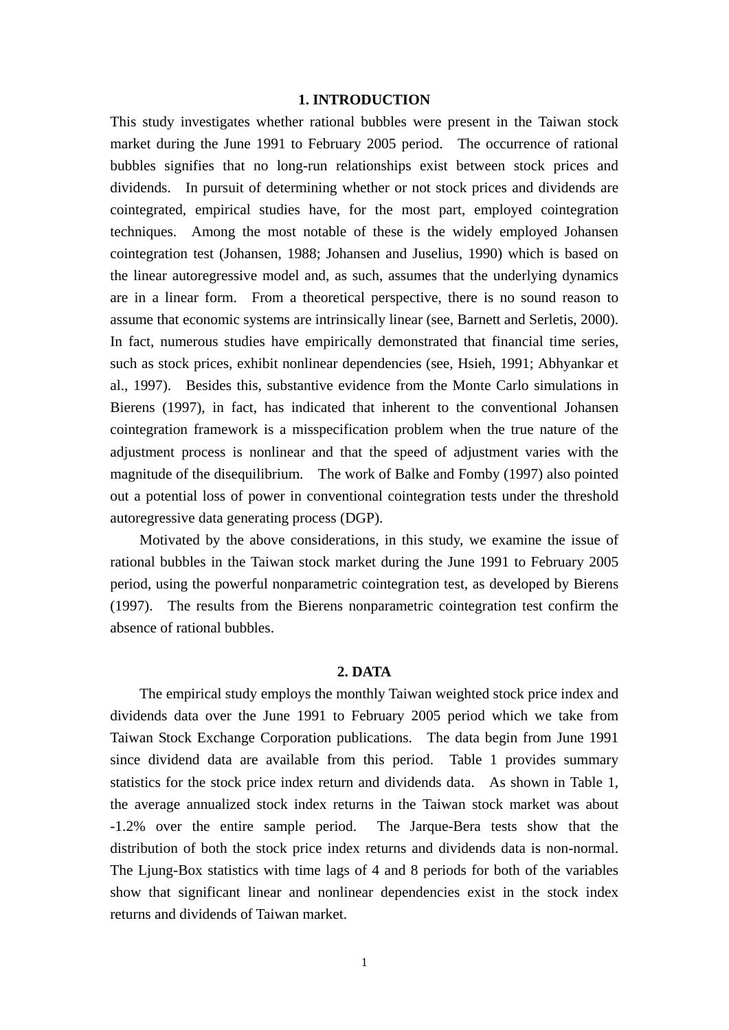## 1. INTRODUCTION

This study investigates whether rational bubbles were present in the Taiwan stock market during the June 1991 to February 2005 period. The occurrence of rational bubbles signifies that no long-run relationships exist between stock prices and dividends. In pursuit of determining whether or not stock prices and dividends are cointegrated, empirical studies have, for the most part, employed cointegration techniques. Among the most notable of these is the widely employed Johansen cointegration test (Johansen, 1988; Johansen and Juselius, 1990) which is based on the linear autoregressive model and, as such, assumes that the underlying dynamics are in a linear form. From a theoretical perspective, there is no sound reason to assume that economic systems are intrinsically linear (see, Barnett and Serletis, 2000). In fact, numerous studies have empirically demonstrated that financial time series, such as stock prices, exhibit nonlinear dependencies (see, Hsieh, 1991; Abhyankar et al., 1997). Besides this, substantive evidence from the Monte Carlo simulations in Bierens (1997), in fact, has indicated that inherent to the conventional Johansen cointegration framework is a misspecification problem when the true nature of the adjustment process is nonlinear and that the speed of adjustment varies with the magnitude of the disequilibrium. The work of Balke and Fomby (1997) also pointed out a potential loss of power in conventional cointegration tests under the threshold autoregressive data generating process (DGP).

Motivated by the above considerations, in this study, we examine the issue of rational bubbles in the Taiwan stock market during the June 1991 to February 2005 period, using the powerful nonparametric cointegration test, as developed by Bierens (1997). The results from the Bierens nonparametric cointegration test confirm the absence of rational bubbles.

## 2. DATA

The empirical study employs the monthly Taiwan weighted stock price index and dividends data over the June 1991 to February 2005 period which we take from Taiwan Stock Exchange Corporation publications. The data begin from June 1991 since dividend data are available from this period. Table 1 provides summary statistics for the stock price index return and dividends data. As shown in Table 1, the average annualized stock index returns in the Taiwan stock market was about -1.2% over the entire sample period. The Jarque-Bera tests show that the distribution of both the stock price index returns and dividends data is non-normal. The Ljung-Box statistics with time lags of 4 and 8 periods for both of the variables show that significant linear and nonlinear dependencies exist in the stock index returns and dividends of Taiwan market.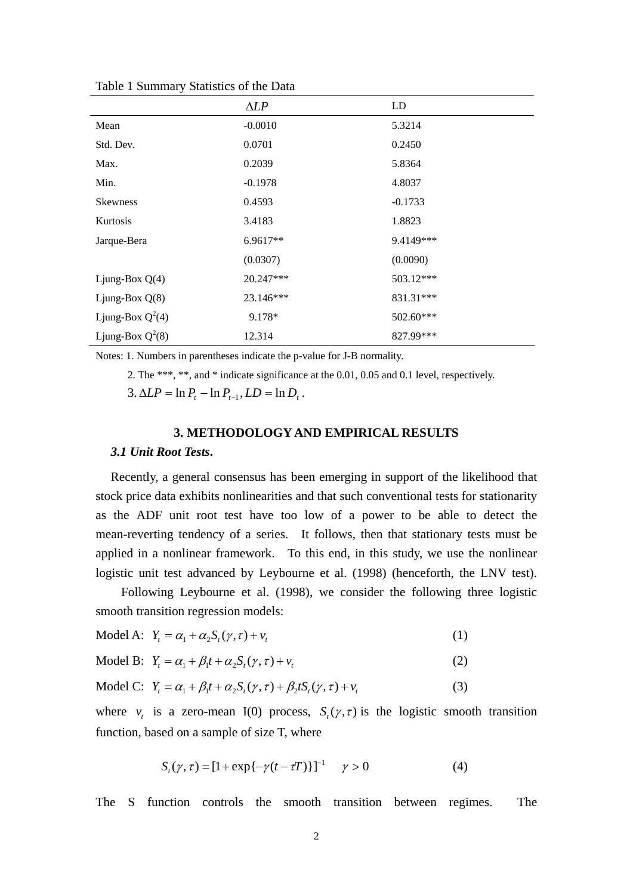Table 1 Summary Statistics of the Data

| | $\Delta LP$ | LD |
|---|---|---|
| Mean | -0.0010 | 5.3214 |
| Std. Dev. | 0.0701 | 0.2450 |
| Max. | 0.2039 | 5.8364 |
| Min. | -0.1978 | 4.8037 |
| Skewness | 0.4593 | -0.1733 |
| Kurtosis | 3.4183 | 1.8823 |
| Jarque-Bera | 6.9617** | 9.4149*** |
| | (0.0307) | (0.0090) |
| Ljung-Box Q(4) | 20.247*** | 503.12*** |
| Ljung-Box Q(8) | 23.146*** | 831.31*** |
| Ljung-Box $Q^2(4)$ | 9.178* | 502.60*** |
| Ljung-Box $Q^2(8)$ | 12.314 | 827.99*** |

Notes: 1. Numbers in parentheses indicate the p-value for J-B normality.

2. The ***, **, and * indicate significance at the 0.01, 0.05 and 0.1 level, respectively.

3. $\Delta LP = \ln P_t - \ln P_{t-1}, LD = \ln D_t$ .

## 3. METHODOLOGY AND EMPIRICAL RESULTS

### *3.1 Unit Root Tests.*

Recently, a general consensus has been emerging in support of the likelihood that stock price data exhibits nonlinearities and that such conventional tests for stationarity as the ADF unit root test have too low of a power to be able to detect the mean-reverting tendency of a series. It follows, then that stationary tests must be applied in a nonlinear framework. To this end, in this study, we use the nonlinear logistic unit test advanced by Leybourne et al. (1998) (henceforth, the LNV test). Following Leybourne et al. (1998), we consider the following three logistic smooth transition regression models:

Model A: $Y_t = \alpha_1 + \alpha_2 S_t(\gamma, \tau) + v_t$ (1)

Model B: $Y_t = \alpha_1 + \beta_1 t + \alpha_2 S_t(\gamma, \tau) + v_t$ (2)

Model C: $Y_t = \alpha_1 + \beta_1 t + \alpha_2 S_t(\gamma, \tau) + \beta_2 t S_t(\gamma, \tau) + v_t$ (3)

where $v_t$ is a zero-mean I(0) process, $S_t(\gamma, \tau)$ is the logistic smooth transition function, based on a sample of size T, where

$$S_t(\gamma, \tau) = [1 + \exp\{-\gamma(t - \tau T)\}]^{-1} \quad \gamma > 0 \tag{4}$$

The S function controls the smooth transition between regimes. The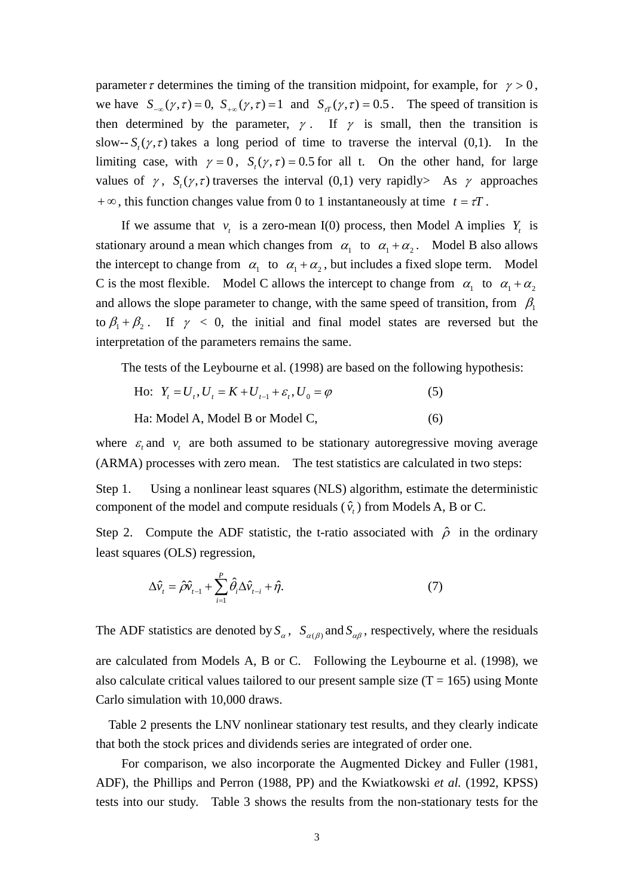parameter $\tau$ determines the timing of the transition midpoint, for example, for $\gamma > 0$, we have $S_{-\infty}(\gamma,\tau) = 0,\ S_{+\infty}(\gamma,\tau) = 1$ and $S_{\tau T}(\gamma,\tau) = 0.5$. The speed of transition is then determined by the parameter, $\gamma$. If $\gamma$ is small, then the transition is slow-- $S_t(\gamma,\tau)$ takes a long period of time to traverse the interval (0,1). In the limiting case, with $\gamma = 0$, $S_t(\gamma,\tau) = 0.5$ for all t. On the other hand, for large values of $\gamma$, $S_t(\gamma,\tau)$ traverses the interval (0,1) very rapidly> As $\gamma$ approaches $+\infty$, this function changes value from 0 to 1 instantaneously at time $t = \tau T$.

If we assume that $v_t$ is a zero-mean I(0) process, then Model A implies $Y_t$ is stationary around a mean which changes from $\alpha_1$ to $\alpha_1 + \alpha_2$. Model B also allows the intercept to change from $\alpha_1$ to $\alpha_1 + \alpha_2$, but includes a fixed slope term. Model C is the most flexible. Model C allows the intercept to change from $\alpha_1$ to $\alpha_1 + \alpha_2$ and allows the slope parameter to change, with the same speed of transition, from $\beta_1$ to $\beta_1 + \beta_2$. If $\gamma$ < 0, the initial and final model states are reversed but the interpretation of the parameters remains the same.

The tests of the Leybourne et al. (1998) are based on the following hypothesis:

Ho: $Y_t = U_t, U_t = K + U_{t-1} + \varepsilon_t, U_0 = \varphi$ (5)

Ha: Model A, Model B or Model C, (6)

where $\varepsilon_t$ and $v_t$ are both assumed to be stationary autoregressive moving average (ARMA) processes with zero mean. The test statistics are calculated in two steps:

Step 1. Using a nonlinear least squares (NLS) algorithm, estimate the deterministic component of the model and compute residuals ($\hat{v}_t$) from Models A, B or C.

Step 2. Compute the ADF statistic, the t-ratio associated with $\hat{\rho}$ in the ordinary least squares (OLS) regression,

$$\Delta\hat{v}_t = \hat{\rho}\hat{v}_{t-1} + \sum_{i=1}^{P}\hat{\theta}_i \Delta\hat{v}_{t-i} + \hat{\eta}. \tag{7}$$

The ADF statistics are denoted by $S_\alpha$, $S_{\alpha(\beta)}$ and $S_{\alpha\beta}$, respectively, where the residuals are calculated from Models A, B or C. Following the Leybourne et al. (1998), we also calculate critical values tailored to our present sample size (T = 165) using Monte Carlo simulation with 10,000 draws.

Table 2 presents the LNV nonlinear stationary test results, and they clearly indicate that both the stock prices and dividends series are integrated of order one.

For comparison, we also incorporate the Augmented Dickey and Fuller (1981, ADF), the Phillips and Perron (1988, PP) and the Kwiatkowski *et al.* (1992, KPSS) tests into our study. Table 3 shows the results from the non-stationary tests for the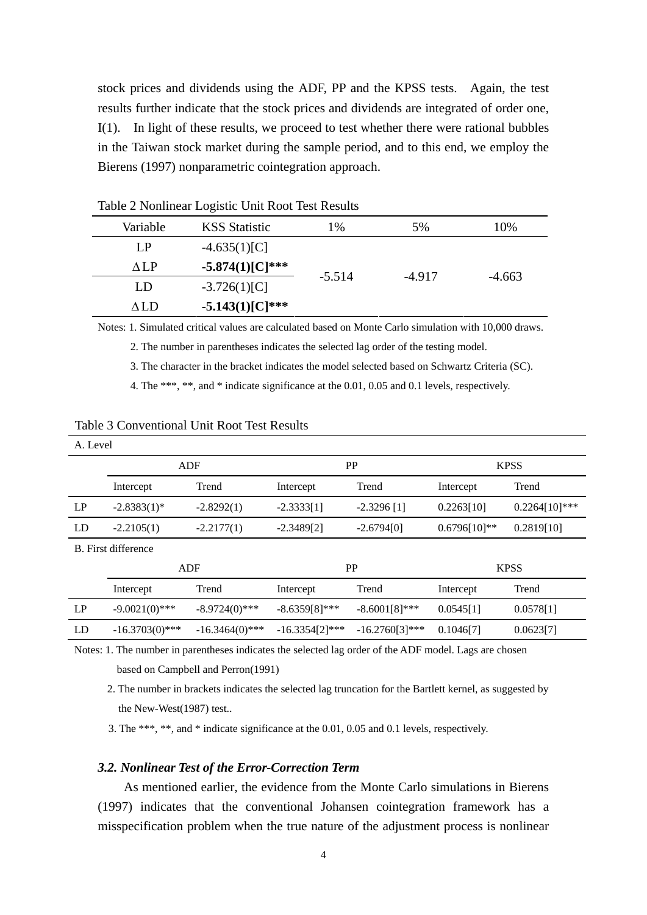stock prices and dividends using the ADF, PP and the KPSS tests. Again, the test results further indicate that the stock prices and dividends are integrated of order one, I(1). In light of these results, we proceed to test whether there were rational bubbles in the Taiwan stock market during the sample period, and to this end, we employ the Bierens (1997) nonparametric cointegration approach.

Table 2 Nonlinear Logistic Unit Root Test Results

| Variable | KSS Statistic | 1% | 5% | 10% |
|---|---|---|---|---|
| LP | -4.635(1)[C] | -5.514 | -4.917 | -4.663 |
| $\Delta$LP | **-5.874(1)[C]*** ** | | | |
| LD | -3.726(1)[C] | | | |
| $\Delta$LD | **-5.143(1)[C]*** ** | | | |

Notes: 1. Simulated critical values are calculated based on Monte Carlo simulation with 10,000 draws.

2. The number in parentheses indicates the selected lag order of the testing model.

3. The character in the bracket indicates the model selected based on Schwartz Criteria (SC).

4. The ***, **, and * indicate significance at the 0.01, 0.05 and 0.1 levels, respectively.

Table 3 Conventional Unit Root Test Results

A. Level

| | ADF | | PP | | KPSS | |
|---|---|---|---|---|---|---|
| | Intercept | Trend | Intercept | Trend | Intercept | Trend |
| LP | -2.8383(1)* | -2.8292(1) | -2.3333[1] | -2.3296 [1] | 0.2263[10] | 0.2264[10]*** |
| LD | -2.2105(1) | -2.2177(1) | -2.3489[2] | -2.6794[0] | 0.6796[10]** | 0.2819[10] |

B. First difference

| | ADF | | PP | | KPSS | |
|---|---|---|---|---|---|---|
| | Intercept | Trend | Intercept | Trend | Intercept | Trend |
| LP | -9.0021(0)*** | -8.9724(0)*** | -8.6359[8]*** | -8.6001[8]*** | 0.0545[1] | 0.0578[1] |
| LD | -16.3703(0)*** | -16.3464(0)*** | -16.3354[2]*** | -16.2760[3]*** | 0.1046[7] | 0.0623[7] |

Notes: 1. The number in parentheses indicates the selected lag order of the ADF model. Lags are chosen based on Campbell and Perron(1991)

2. The number in brackets indicates the selected lag truncation for the Bartlett kernel, as suggested by the New-West(1987) test..

3. The ***, **, and * indicate significance at the 0.01, 0.05 and 0.1 levels, respectively.

### *3.2. Nonlinear Test of the Error-Correction Term*

As mentioned earlier, the evidence from the Monte Carlo simulations in Bierens (1997) indicates that the conventional Johansen cointegration framework has a misspecification problem when the true nature of the adjustment process is nonlinear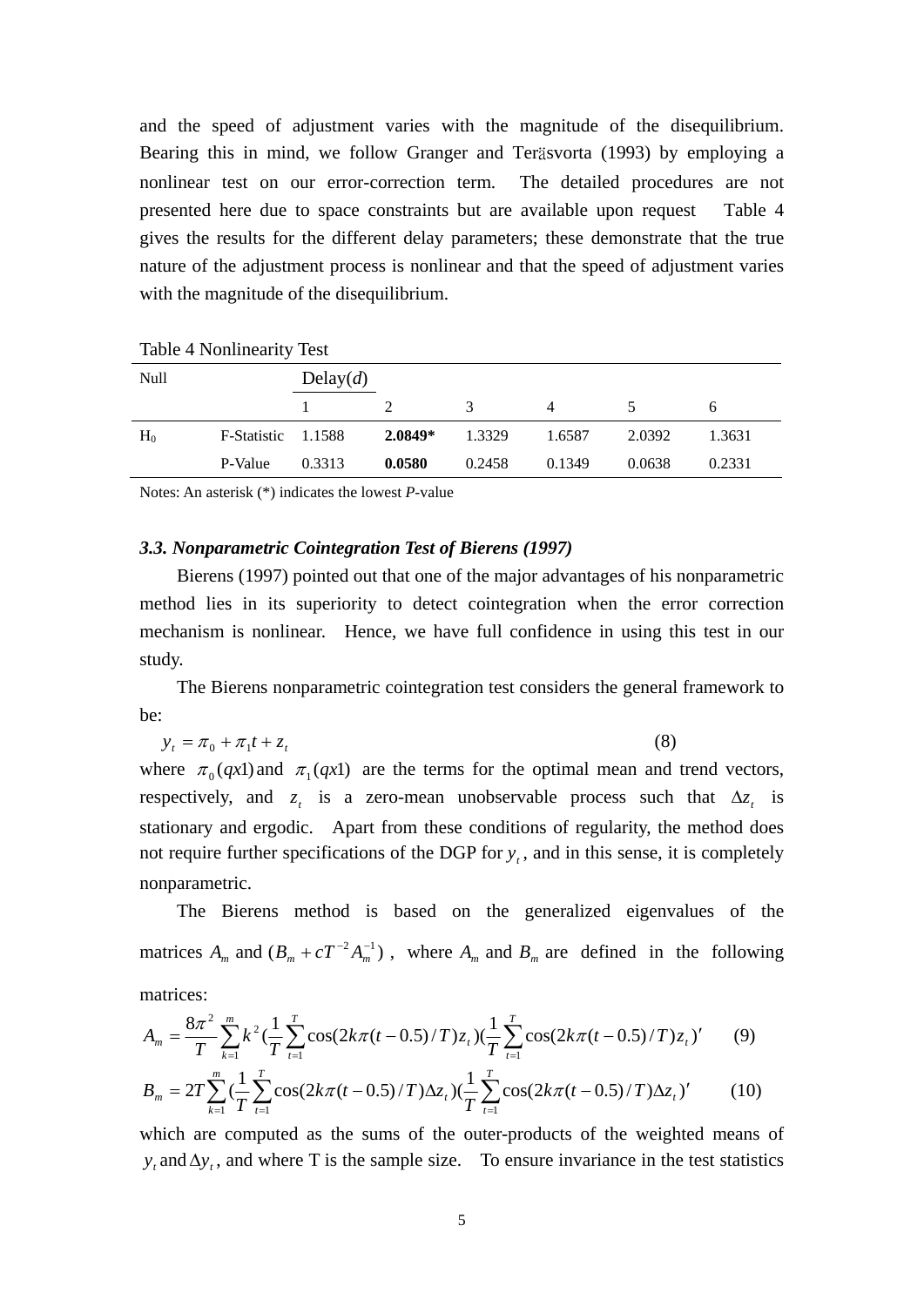and the speed of adjustment varies with the magnitude of the disequilibrium. Bearing this in mind, we follow Granger and Teräsvorta (1993) by employing a nonlinear test on our error-correction term. The detailed procedures are not presented here due to space constraints but are available upon request Table 4 gives the results for the different delay parameters; these demonstrate that the true nature of the adjustment process is nonlinear and that the speed of adjustment varies with the magnitude of the disequilibrium.

Table 4 Nonlinearity Test

| Null | | Delay($d$) | | | | | |
|---|---|---|---|---|---|---|---|
| | | 1 | 2 | 3 | 4 | 5 | 6 |
| $H_0$ | F-Statistic | 1.1588 | **2.0849*** | 1.3329 | 1.6587 | 2.0392 | 1.3631 |
| | P-Value | 0.3313 | **0.0580** | 0.2458 | 0.1349 | 0.0638 | 0.2331 |

Notes: An asterisk (*) indicates the lowest *P*-value

### *3.3. Nonparametric Cointegration Test of Bierens (1997)*

Bierens (1997) pointed out that one of the major advantages of his nonparametric method lies in its superiority to detect cointegration when the error correction mechanism is nonlinear. Hence, we have full confidence in using this test in our study.

The Bierens nonparametric cointegration test considers the general framework to be:

$$y_t = \pi_0 + \pi_1 t + z_t \tag{8}$$

where $\pi_0(qx1)$ and $\pi_1(qx1)$ are the terms for the optimal mean and trend vectors, respectively, and $z_t$ is a zero-mean unobservable process such that $\Delta z_t$ is stationary and ergodic. Apart from these conditions of regularity, the method does not require further specifications of the DGP for $y_t$, and in this sense, it is completely nonparametric.

The Bierens method is based on the generalized eigenvalues of the matrices $A_m$ and $(B_m + cT^{-2}A_m^{-1})$, where $A_m$ and $B_m$ are defined in the following matrices:

$$A_m = \frac{8\pi^2}{T}\sum_{k=1}^{m} k^2 \left(\frac{1}{T}\sum_{t=1}^{T}\cos(2k\pi(t-0.5)/T)z_t\right)\left(\frac{1}{T}\sum_{t=1}^{T}\cos(2k\pi(t-0.5)/T)z_t\right)' \tag{9}$$

$$B_m = 2T\sum_{k=1}^{m}\left(\frac{1}{T}\sum_{t=1}^{T}\cos(2k\pi(t-0.5)/T)\Delta z_t\right)\left(\frac{1}{T}\sum_{t=1}^{T}\cos(2k\pi(t-0.5)/T)\Delta z_t\right)' \tag{10}$$

which are computed as the sums of the outer-products of the weighted means of $y_t$ and $\Delta y_t$, and where T is the sample size. To ensure invariance in the test statistics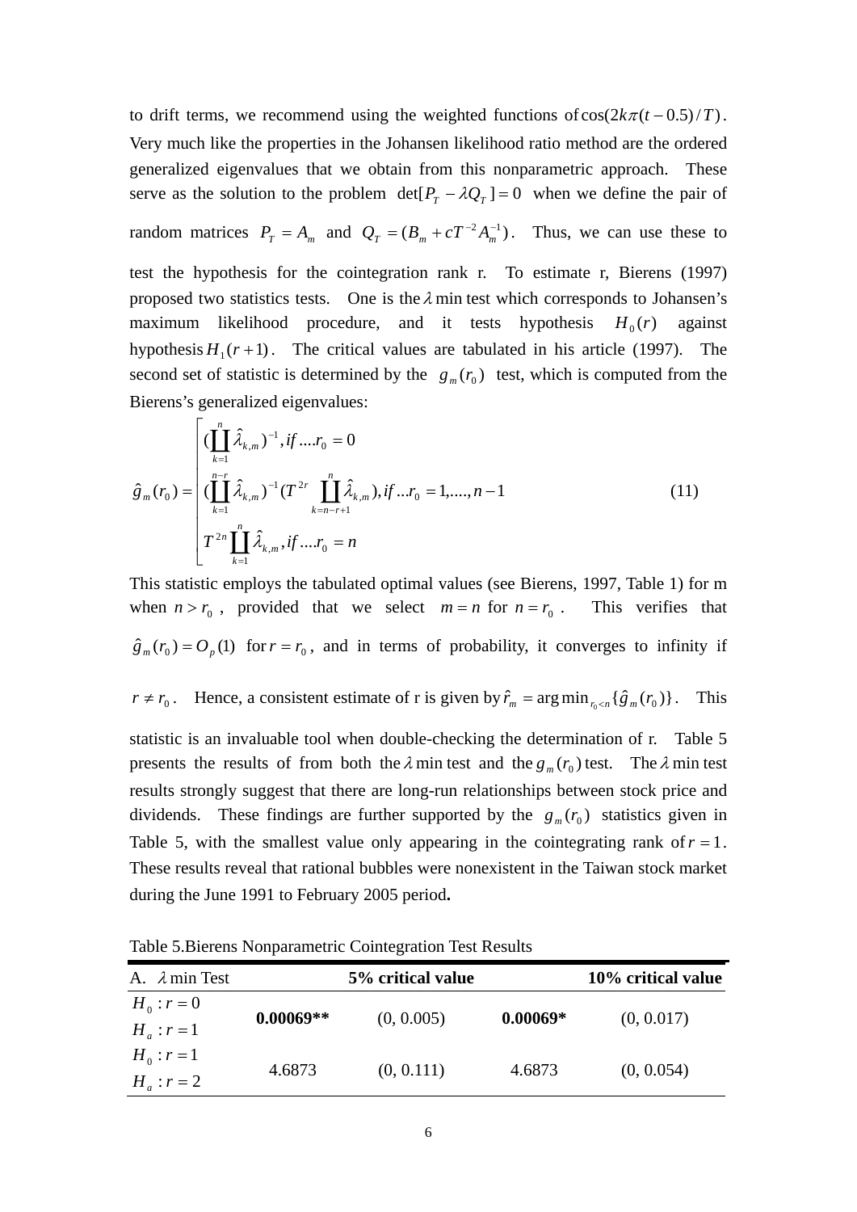to drift terms, we recommend using the weighted functions of $\cos(2k\pi(t-0.5)/T)$. Very much like the properties in the Johansen likelihood ratio method are the ordered generalized eigenvalues that we obtain from this nonparametric approach. These serve as the solution to the problem $\det[P_T - \lambda Q_T] = 0$ when we define the pair of random matrices $P_T = A_m$ and $Q_T = (B_m + cT^{-2} A_m^{-1})$. Thus, we can use these to test the hypothesis for the cointegration rank r. To estimate r, Bierens (1997) proposed two statistics tests. One is the $\lambda$ min test which corresponds to Johansen's maximum likelihood procedure, and it tests hypothesis $H_0(r)$ against hypothesis $H_1(r+1)$. The critical values are tabulated in his article (1997). The second set of statistic is determined by the $g_m(r_0)$ test, which is computed from the Bierens's generalized eigenvalues:

$$\hat{g}_m(r_0) = \begin{cases} (\prod_{k=1}^{n} \hat{\lambda}_{k,m})^{-1}, if \ldots r_0 = 0 \\ (\prod_{k=1}^{n-r} \hat{\lambda}_{k,m})^{-1}(T^{2r} \prod_{k=n-r+1}^{n} \hat{\lambda}_{k,m}), if \ldots r_0 = 1, \ldots, n-1 \\ T^{2n} \prod_{k=1}^{n} \hat{\lambda}_{k,m}, if \ldots r_0 = n \end{cases} \tag{11}$$

This statistic employs the tabulated optimal values (see Bierens, 1997, Table 1) for m when $n > r_0$, provided that we select $m = n$ for $n = r_0$. This verifies that $\hat{g}_m(r_0) = O_p(1)$ for $r = r_0$, and in terms of probability, it converges to infinity if $r \neq r_0$. Hence, a consistent estimate of r is given by $\hat{r}_m = \arg\min_{r_0 < n}\{\hat{g}_m(r_0)\}$. This statistic is an invaluable tool when double-checking the determination of r. Table 5 presents the results of from both the $\lambda$ min test and the $g_m(r_0)$ test. The $\lambda$ min test results strongly suggest that there are long-run relationships between stock price and dividends. These findings are further supported by the $g_m(r_0)$ statistics given in Table 5, with the smallest value only appearing in the cointegrating rank of $r = 1$. These results reveal that rational bubbles were nonexistent in the Taiwan stock market during the June 1991 to February 2005 period**.**

Table 5.Bierens Nonparametric Cointegration Test Results

| A. $\lambda$ min Test | | **5% critical value** | | **10% critical value** |
|---|---|---|---|---|
| $H_0: r=0$ <br> $H_a: r=1$ | **0.00069\*\*** | (0, 0.005) | **0.00069\*** | (0, 0.017) |
| $H_0: r=1$ <br> $H_a: r=2$ | 4.6873 | (0, 0.111) | 4.6873 | (0, 0.054) |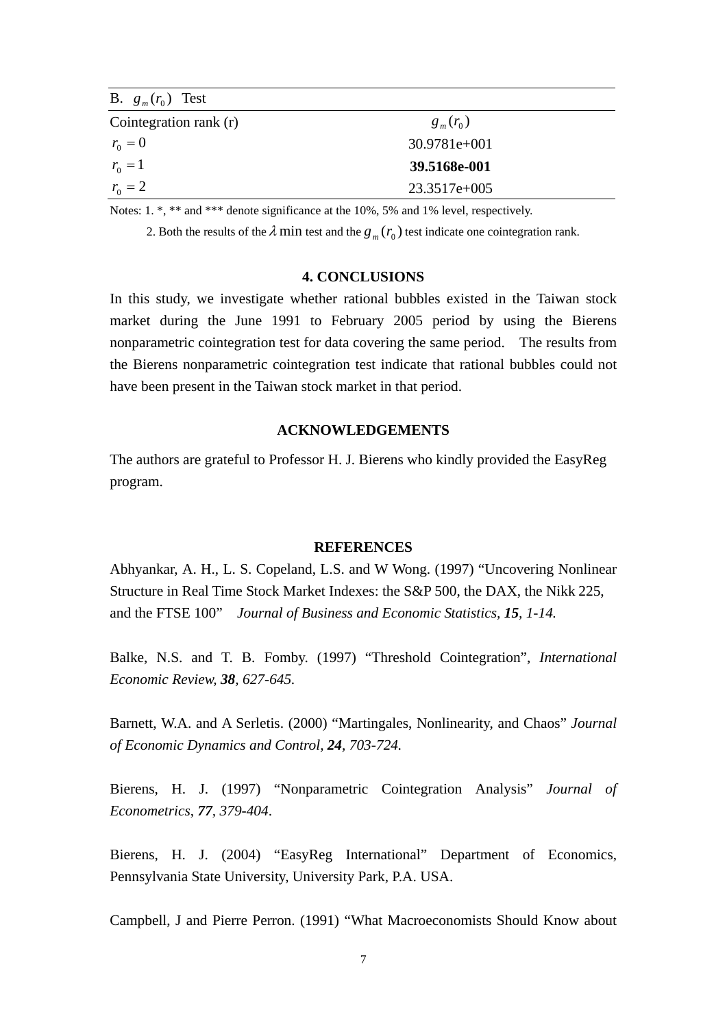| B. $g_m(r_0)$ Test | |
|---|---|
| Cointegration rank (r) | $g_m(r_0)$ |
| $r_0 = 0$ | 30.9781e+001 |
| $r_0 = 1$ | **39.5168e-001** |
| $r_0 = 2$ | 23.3517e+005 |

Notes: 1. *, ** and *** denote significance at the 10%, 5% and 1% level, respectively.

2. Both the results of the $\lambda \min$ test and the $g_m(r_0)$ test indicate one cointegration rank.

## 4. CONCLUSIONS

In this study, we investigate whether rational bubbles existed in the Taiwan stock market during the June 1991 to February 2005 period by using the Bierens nonparametric cointegration test for data covering the same period. The results from the Bierens nonparametric cointegration test indicate that rational bubbles could not have been present in the Taiwan stock market in that period.

## ACKNOWLEDGEMENTS

The authors are grateful to Professor H. J. Bierens who kindly provided the EasyReg program.

## REFERENCES

Abhyankar, A. H., L. S. Copeland, L.S. and W Wong. (1997) "Uncovering Nonlinear Structure in Real Time Stock Market Indexes: the S&P 500, the DAX, the Nikk 225, and the FTSE 100" *Journal of Business and Economic Statistics*, ***15****, 1-14.*

Balke, N.S. and T. B. Fomby. (1997) "Threshold Cointegration", *International Economic Review*, ***38****, 627-645.*

Barnett, W.A. and A Serletis. (2000) "Martingales, Nonlinearity, and Chaos" *Journal of Economic Dynamics and Control*, ***24****, 703-724.*

Bierens, H. J. (1997) "Nonparametric Cointegration Analysis" *Journal of Econometrics*, ***77****, 379-404*.

Bierens, H. J. (2004) "EasyReg International" Department of Economics, Pennsylvania State University, University Park, P.A. USA.

Campbell, J and Pierre Perron. (1991) "What Macroeconomists Should Know about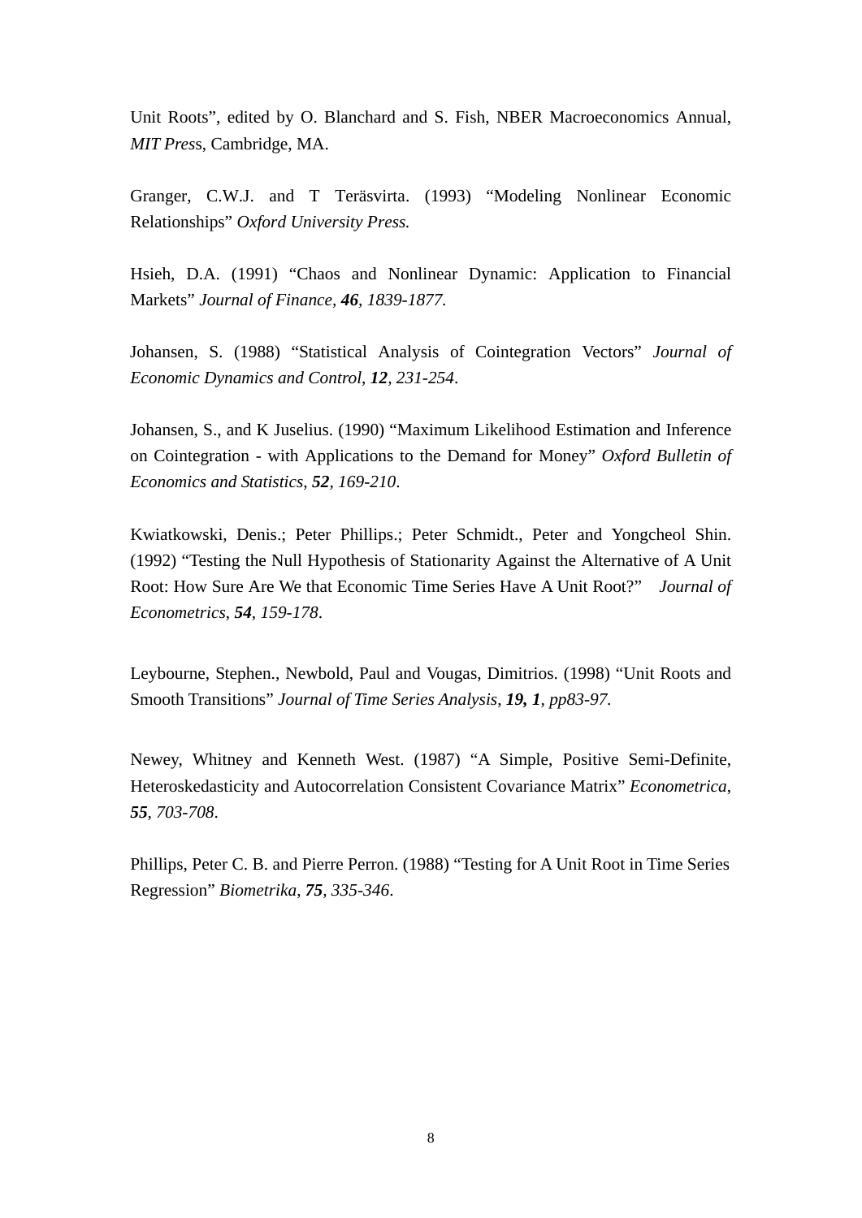Unit Roots", edited by O. Blanchard and S. Fish, NBER Macroeconomics Annual, *MIT Press*, Cambridge, MA.

Granger, C.W.J. and T Teräsvirta. (1993) "Modeling Nonlinear Economic Relationships" *Oxford University Press.*

Hsieh, D.A. (1991) "Chaos and Nonlinear Dynamic: Application to Financial Markets" *Journal of Finance*, ***46****, 1839-1877.*

Johansen, S. (1988) "Statistical Analysis of Cointegration Vectors" *Journal of Economic Dynamics and Control*, ***12****, 231-254*.

Johansen, S., and K Juselius. (1990) "Maximum Likelihood Estimation and Inference on Cointegration - with Applications to the Demand for Money" *Oxford Bulletin of Economics and Statistics*, ***52****, 169-210*.

Kwiatkowski, Denis.; Peter Phillips.; Peter Schmidt., Peter and Yongcheol Shin. (1992) "Testing the Null Hypothesis of Stationarity Against the Alternative of A Unit Root: How Sure Are We that Economic Time Series Have A Unit Root?" *Journal of Econometrics*, ***54****, 159-178*.

Leybourne, Stephen., Newbold, Paul and Vougas, Dimitrios. (1998) "Unit Roots and Smooth Transitions" *Journal of Time Series Analysis*, ***19, 1****, pp83-97.*

Newey, Whitney and Kenneth West. (1987) "A Simple, Positive Semi-Definite, Heteroskedasticity and Autocorrelation Consistent Covariance Matrix" *Econometrica*, ***55****, 703-708*.

Phillips, Peter C. B. and Pierre Perron. (1988) "Testing for A Unit Root in Time Series Regression" *Biometrika*, ***75****, 335-346*.